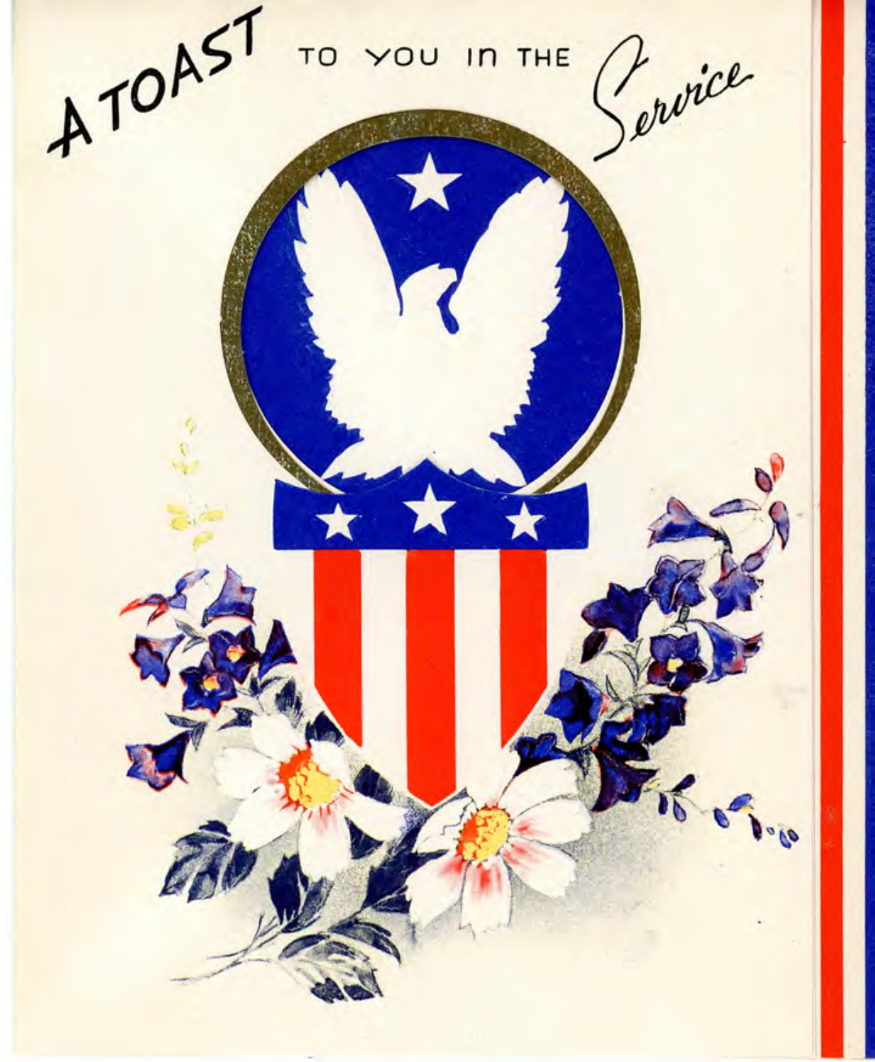A TOAST TO YOU IN THE *Service*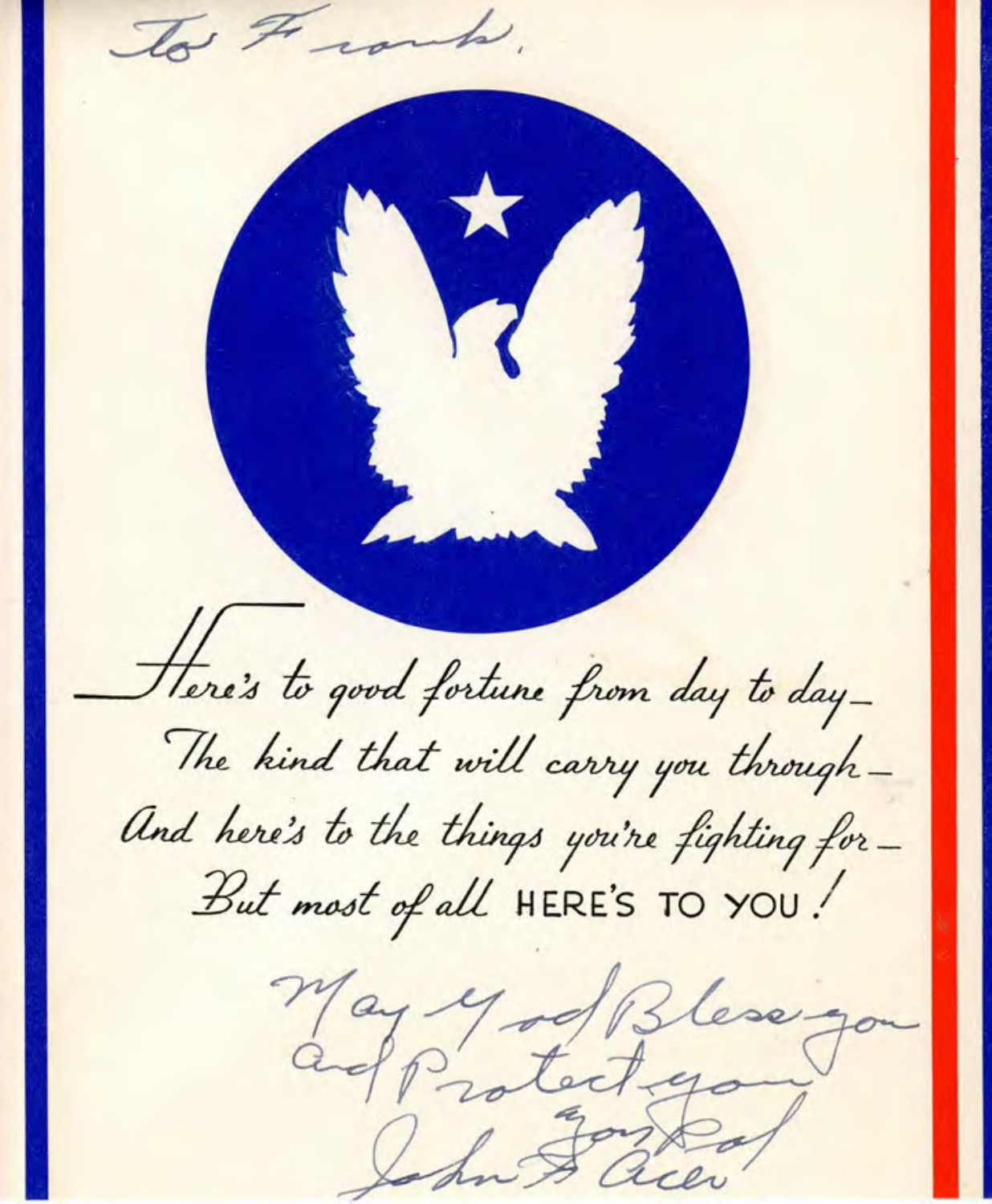To Frank,

*Here's to good fortune from day to day—*
*The kind that will carry you through—*
*And here's to the things you're fighting for—*
*But most of all* HERE'S TO YOU!

May God Bless you
and Protect you
your Pal
John B. Acev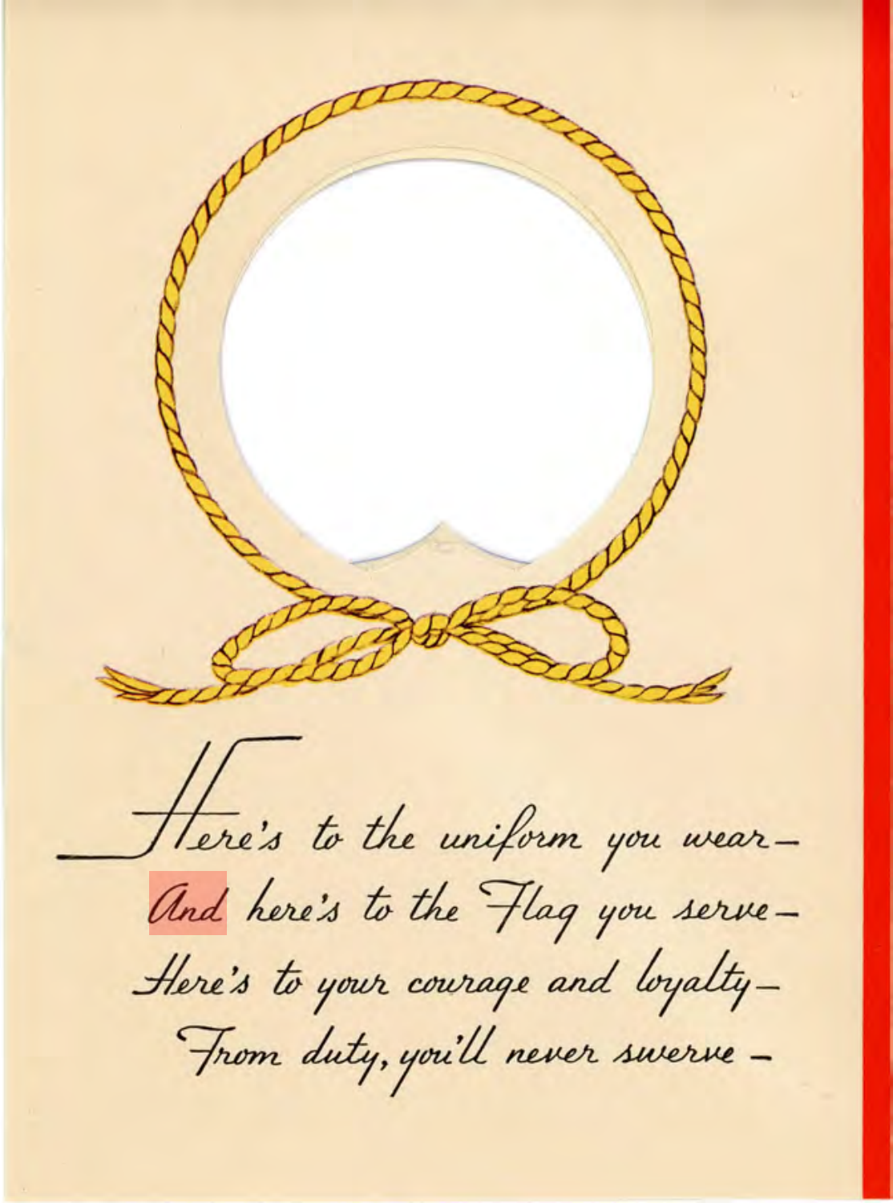Here's to the uniform you wear –
And here's to the Flag you serve –
Here's to your courage and loyalty –
From duty, you'll never swerve –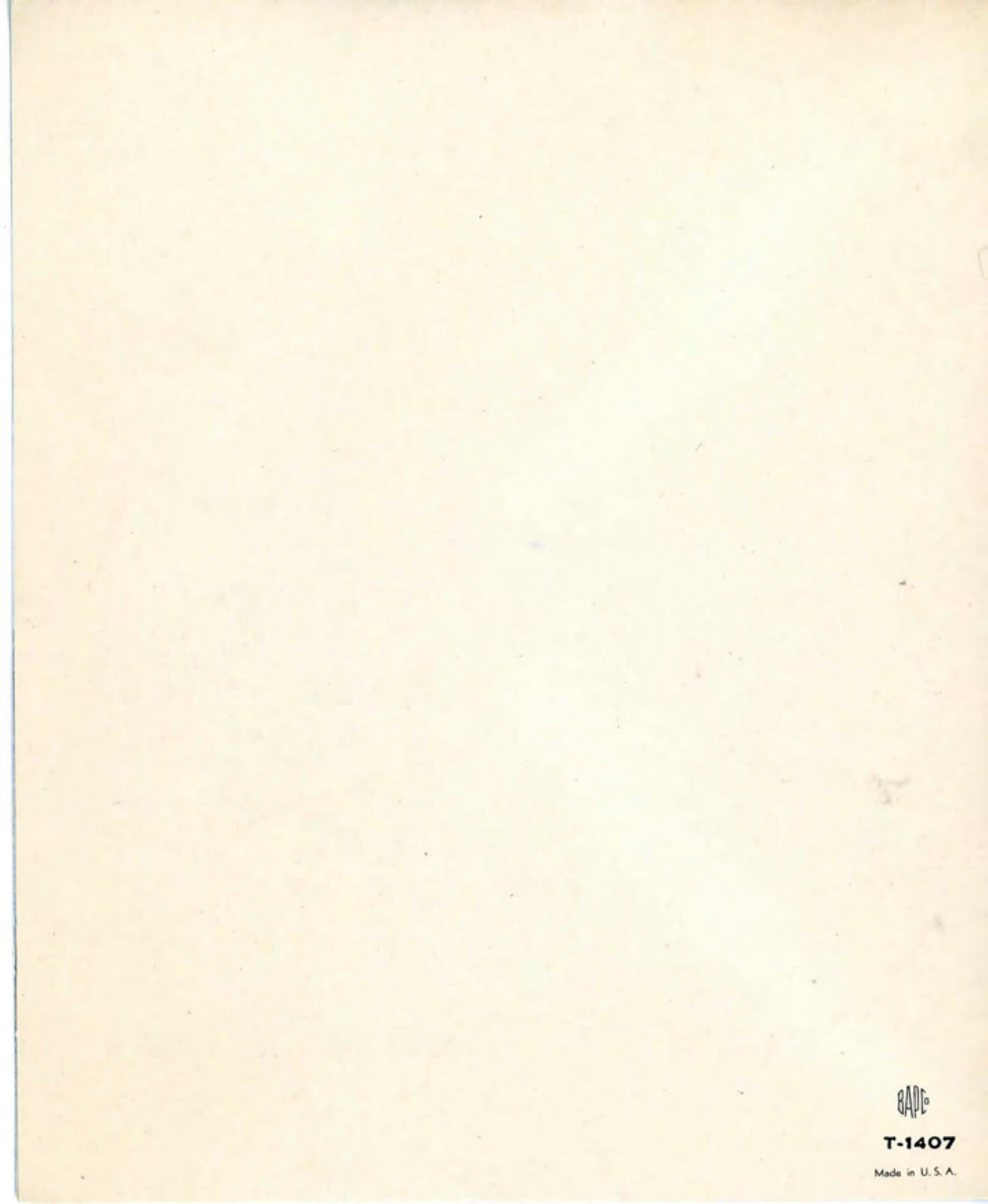BAPCo

**T-1407**

Made in U. S. A.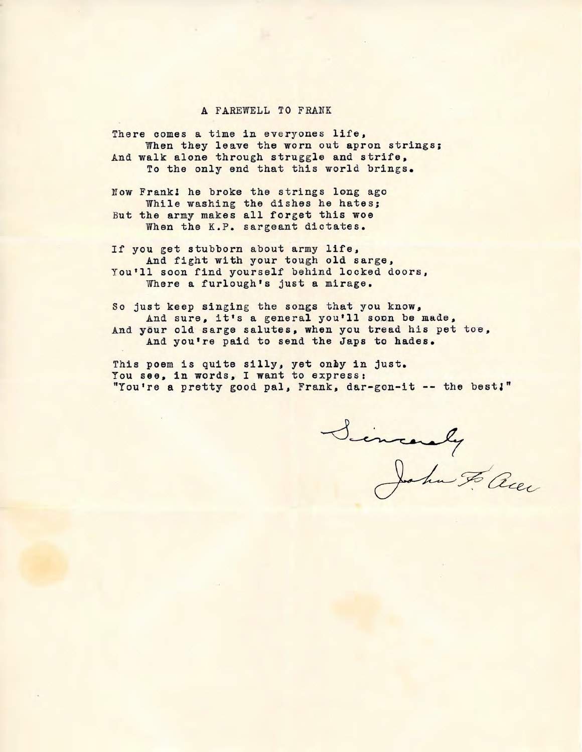# A FAREWELL TO FRANK

There comes a time in everyones life,
    When they leave the worn out apron strings;
And walk alone through struggle and strife,
    To the only end that this world brings.

Now Frank! he broke the strings long ago
    While washing the dishes he hates;
But the army makes all forget this woe
    When the K.P. sargeant dictates.

If you get stubborn about army life,
    And fight with your tough old sarge,
You'll soon find yourself behind locked doors,
    Where a furlough's just a mirage.

So just keep singing the songs that you know,
    And sure, it's a general you'll soon be made,
And your old sarge salutes, when you tread his pet toe,
    And you're paid to send the Japs to hades.

This poem is quite silly, yet only in just.
You see, in words, I want to express:
"You're a pretty good pal, Frank, dar-gon-it -- the best!"

Sincerely
John F. Acer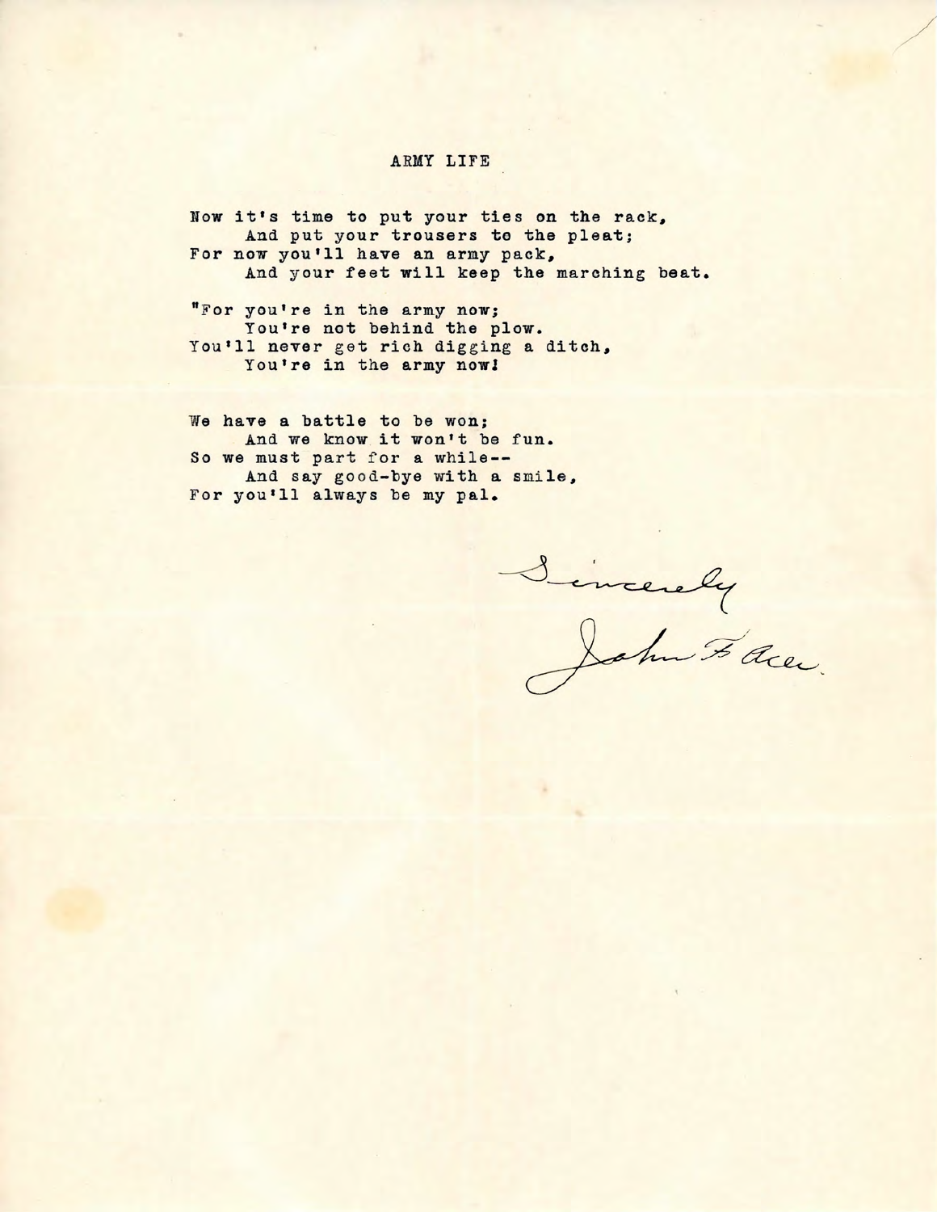# ARMY LIFE

Now it's time to put your ties on the rack,
&nbsp;&nbsp;&nbsp;&nbsp;And put your trousers to the pleat;
For now you'll have an army pack,
&nbsp;&nbsp;&nbsp;&nbsp;And your feet will keep the marching beat.

"For you're in the army now;
&nbsp;&nbsp;&nbsp;&nbsp;You're not behind the plow.
You'll never get rich digging a ditch,
&nbsp;&nbsp;&nbsp;&nbsp;You're in the army now!

We have a battle to be won;
&nbsp;&nbsp;&nbsp;&nbsp;And we know it won't be fun.
So we must part for a while--
&nbsp;&nbsp;&nbsp;&nbsp;And say good-bye with a smile,
For you'll always be my pal.

Sincerely
John F. Acer.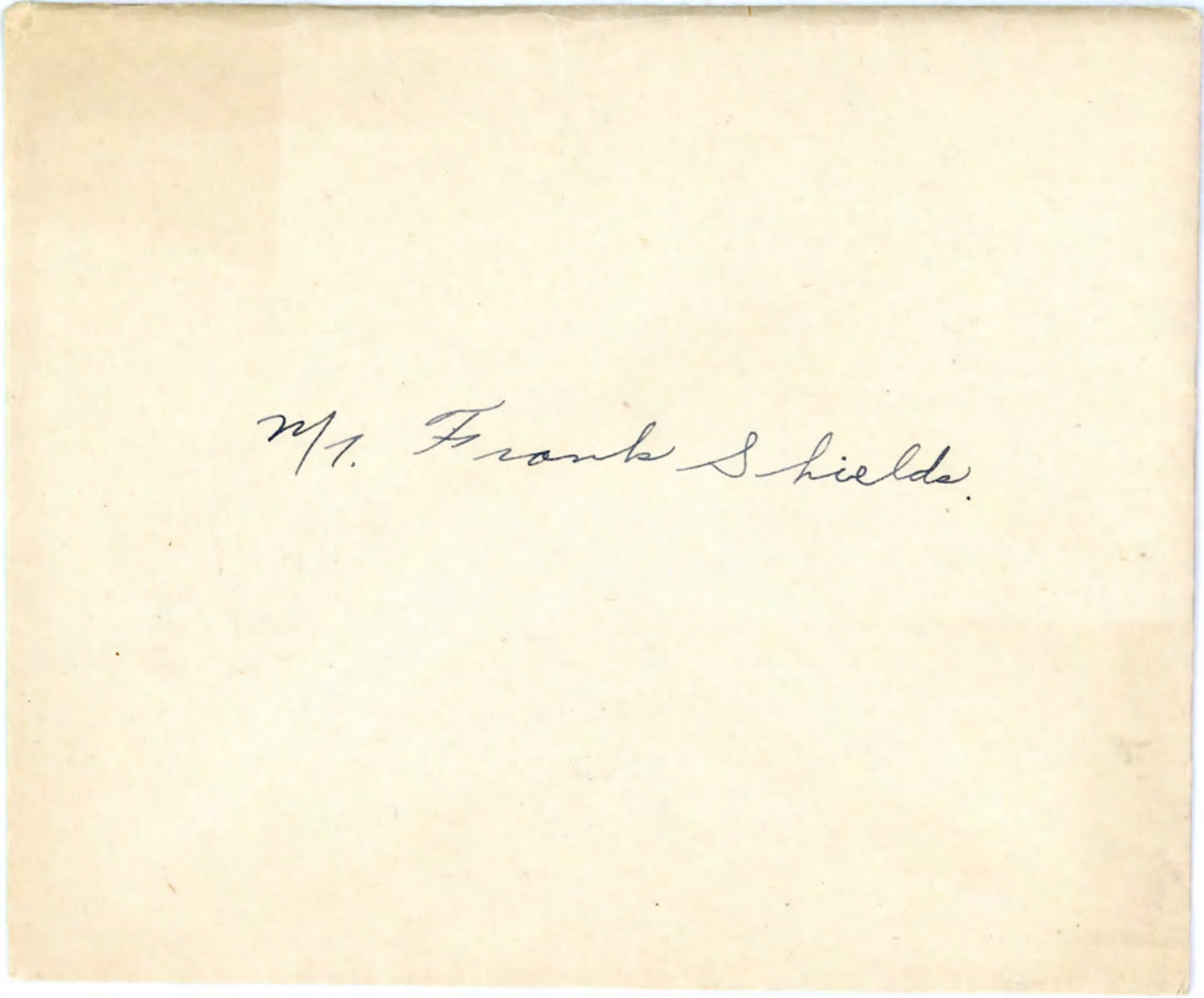Mr. Frank Shields.